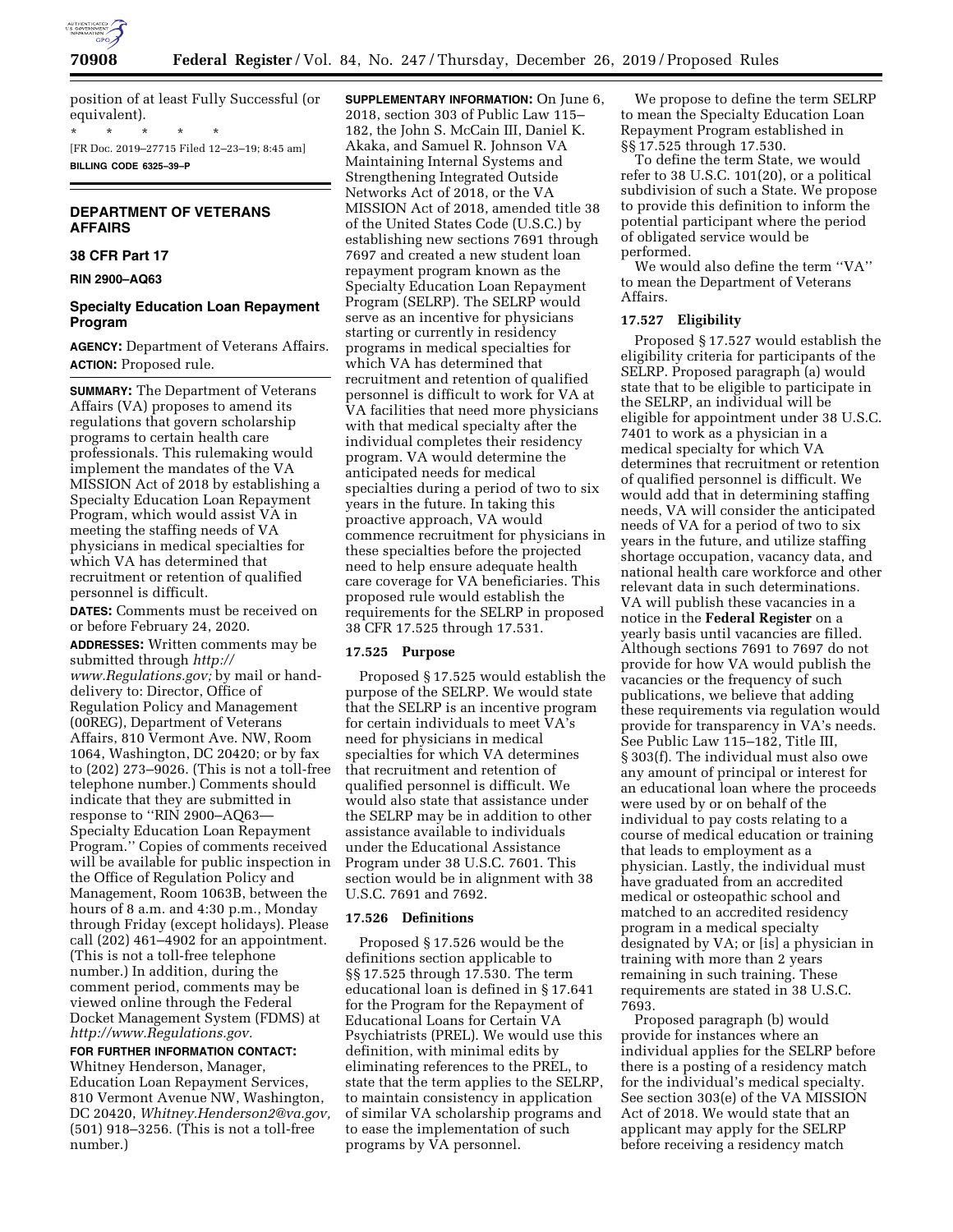position of at least Fully Successful (or equivalent).

\* \* \* \* \*

[FR Doc. 2019–27715 Filed 12–23–19; 8:45 am]

**BILLING CODE 6325–39–P**

## DEPARTMENT OF VETERANS AFFAIRS

### 38 CFR Part 17

**RIN 2900–AQ63**

### Specialty Education Loan Repayment Program

**AGENCY:** Department of Veterans Affairs.

**ACTION:** Proposed rule.

**SUMMARY:** The Department of Veterans Affairs (VA) proposes to amend its regulations that govern scholarship programs to certain health care professionals. This rulemaking would implement the mandates of the VA MISSION Act of 2018 by establishing a Specialty Education Loan Repayment Program, which would assist VA in meeting the staffing needs of VA physicians in medical specialties for which VA has determined that recruitment or retention of qualified personnel is difficult.

**DATES:** Comments must be received on or before February 24, 2020.

**ADDRESSES:** Written comments may be submitted through *http://www.Regulations.gov;* by mail or hand-delivery to: Director, Office of Regulation Policy and Management (00REG), Department of Veterans Affairs, 810 Vermont Ave. NW, Room 1064, Washington, DC 20420; or by fax to (202) 273–9026. (This is not a toll-free telephone number.) Comments should indicate that they are submitted in response to ''RIN 2900–AQ63—Specialty Education Loan Repayment Program.'' Copies of comments received will be available for public inspection in the Office of Regulation Policy and Management, Room 1063B, between the hours of 8 a.m. and 4:30 p.m., Monday through Friday (except holidays). Please call (202) 461–4902 for an appointment. (This is not a toll-free telephone number.) In addition, during the comment period, comments may be viewed online through the Federal Docket Management System (FDMS) at *http://www.Regulations.gov.*

**FOR FURTHER INFORMATION CONTACT:** Whitney Henderson, Manager, Education Loan Repayment Services, 810 Vermont Avenue NW, Washington, DC 20420, *Whitney.Henderson2@va.gov,* (501) 918–3256. (This is not a toll-free number.)

**SUPPLEMENTARY INFORMATION:** On June 6, 2018, section 303 of Public Law 115–182, the John S. McCain III, Daniel K. Akaka, and Samuel R. Johnson VA Maintaining Internal Systems and Strengthening Integrated Outside Networks Act of 2018, or the VA MISSION Act of 2018, amended title 38 of the United States Code (U.S.C.) by establishing new sections 7691 through 7697 and created a new student loan repayment program known as the Specialty Education Loan Repayment Program (SELRP). The SELRP would serve as an incentive for physicians starting or currently in residency programs in medical specialties for which VA has determined that recruitment and retention of qualified personnel is difficult to work for VA at VA facilities that need more physicians with that medical specialty after the individual completes their residency program. VA would determine the anticipated needs for medical specialties during a period of two to six years in the future. In taking this proactive approach, VA would commence recruitment for physicians in these specialties before the projected need to help ensure adequate health care coverage for VA beneficiaries. This proposed rule would establish the requirements for the SELRP in proposed 38 CFR 17.525 through 17.531.

#### 17.525 Purpose

Proposed § 17.525 would establish the purpose of the SELRP. We would state that the SELRP is an incentive program for certain individuals to meet VA's need for physicians in medical specialties for which VA determines that recruitment and retention of qualified personnel is difficult. We would also state that assistance under the SELRP may be in addition to other assistance available to individuals under the Educational Assistance Program under 38 U.S.C. 7601. This section would be in alignment with 38 U.S.C. 7691 and 7692.

#### 17.526 Definitions

Proposed § 17.526 would be the definitions section applicable to §§ 17.525 through 17.530. The term educational loan is defined in § 17.641 for the Program for the Repayment of Educational Loans for Certain VA Psychiatrists (PREL). We would use this definition, with minimal edits by eliminating references to the PREL, to state that the term applies to the SELRP, to maintain consistency in application of similar VA scholarship programs and to ease the implementation of such programs by VA personnel.

We propose to define the term SELRP to mean the Specialty Education Loan Repayment Program established in §§ 17.525 through 17.530.

To define the term State, we would refer to 38 U.S.C. 101(20), or a political subdivision of such a State. We propose to provide this definition to inform the potential participant where the period of obligated service would be performed.

We would also define the term ''VA'' to mean the Department of Veterans Affairs.

#### 17.527 Eligibility

Proposed § 17.527 would establish the eligibility criteria for participants of the SELRP. Proposed paragraph (a) would state that to be eligible to participate in the SELRP, an individual will be eligible for appointment under 38 U.S.C. 7401 to work as a physician in a medical specialty for which VA determines that recruitment or retention of qualified personnel is difficult. We would add that in determining staffing needs, VA will consider the anticipated needs of VA for a period of two to six years in the future, and utilize staffing shortage occupation, vacancy data, and national health care workforce and other relevant data in such determinations. VA will publish these vacancies in a notice in the **Federal Register** on a yearly basis until vacancies are filled. Although sections 7691 to 7697 do not provide for how VA would publish the vacancies or the frequency of such publications, we believe that adding these requirements via regulation would provide for transparency in VA's needs. See Public Law 115–182, Title III, § 303(f). The individual must also owe any amount of principal or interest for an educational loan where the proceeds were used by or on behalf of the individual to pay costs relating to a course of medical education or training that leads to employment as a physician. Lastly, the individual must have graduated from an accredited medical or osteopathic school and matched to an accredited residency program in a medical specialty designated by VA; or [is] a physician in training with more than 2 years remaining in such training. These requirements are stated in 38 U.S.C. 7693.

Proposed paragraph (b) would provide for instances where an individual applies for the SELRP before there is a posting of a residency match for the individual's medical specialty. See section 303(e) of the VA MISSION Act of 2018. We would state that an applicant may apply for the SELRP before receiving a residency match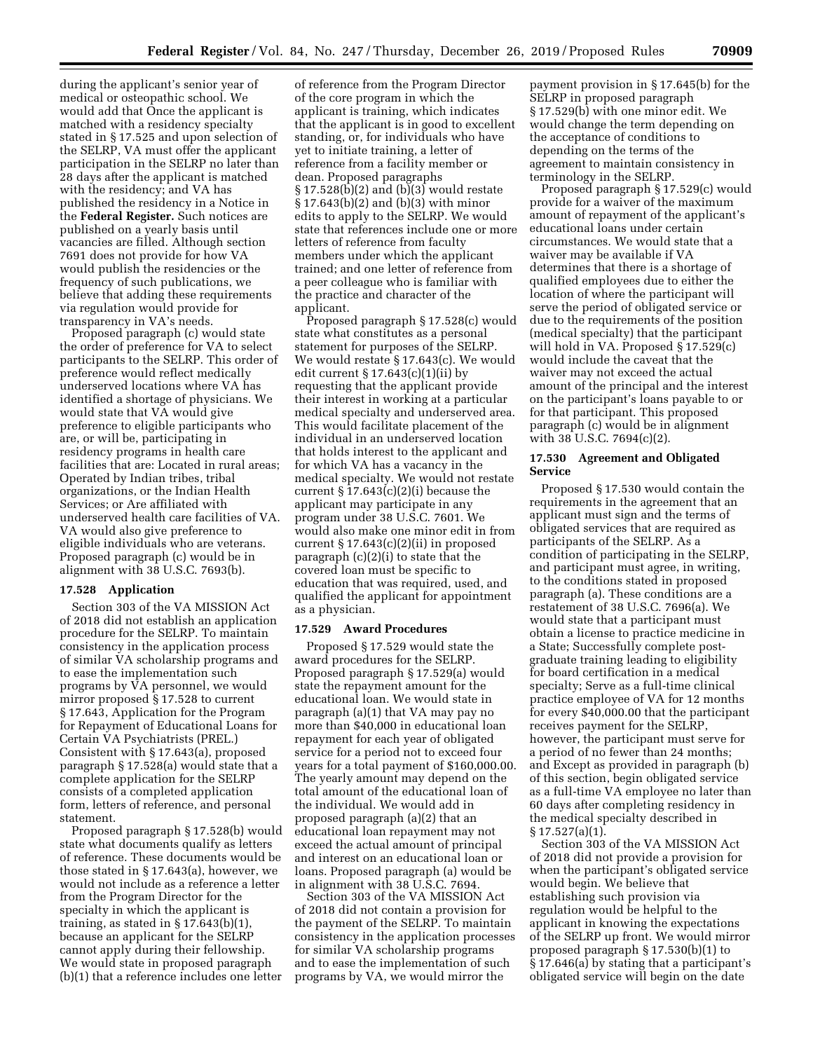during the applicant's senior year of medical or osteopathic school. We would add that Once the applicant is matched with a residency specialty stated in § 17.525 and upon selection of the SELRP, VA must offer the applicant participation in the SELRP no later than 28 days after the applicant is matched with the residency; and VA has published the residency in a Notice in the **Federal Register.** Such notices are published on a yearly basis until vacancies are filled. Although section 7691 does not provide for how VA would publish the residencies or the frequency of such publications, we believe that adding these requirements via regulation would provide for transparency in VA's needs.

Proposed paragraph (c) would state the order of preference for VA to select participants to the SELRP. This order of preference would reflect medically underserved locations where VA has identified a shortage of physicians. We would state that VA would give preference to eligible participants who are, or will be, participating in residency programs in health care facilities that are: Located in rural areas; Operated by Indian tribes, tribal organizations, or the Indian Health Services; or Are affiliated with underserved health care facilities of VA. VA would also give preference to eligible individuals who are veterans. Proposed paragraph (c) would be in alignment with 38 U.S.C. 7693(b).

### 17.528 Application

Section 303 of the VA MISSION Act of 2018 did not establish an application procedure for the SELRP. To maintain consistency in the application process of similar VA scholarship programs and to ease the implementation such programs by VA personnel, we would mirror proposed § 17.528 to current § 17.643, Application for the Program for Repayment of Educational Loans for Certain VA Psychiatrists (PREL.) Consistent with § 17.643(a), proposed paragraph § 17.528(a) would state that a complete application for the SELRP consists of a completed application form, letters of reference, and personal statement.

Proposed paragraph § 17.528(b) would state what documents qualify as letters of reference. These documents would be those stated in § 17.643(a), however, we would not include as a reference a letter from the Program Director for the specialty in which the applicant is training, as stated in § 17.643(b)(1), because an applicant for the SELRP cannot apply during their fellowship. We would state in proposed paragraph (b)(1) that a reference includes one letter of reference from the Program Director of the core program in which the applicant is training, which indicates that the applicant is in good to excellent standing, or, for individuals who have yet to initiate training, a letter of reference from a facility member or dean. Proposed paragraphs § 17.528(b)(2) and (b)(3) would restate § 17.643(b)(2) and (b)(3) with minor edits to apply to the SELRP. We would state that references include one or more letters of reference from faculty members under which the applicant trained; and one letter of reference from a peer colleague who is familiar with the practice and character of the applicant.

Proposed paragraph § 17.528(c) would state what constitutes as a personal statement for purposes of the SELRP. We would restate § 17.643(c). We would edit current § 17.643(c)(1)(ii) by requesting that the applicant provide their interest in working at a particular medical specialty and underserved area. This would facilitate placement of the individual in an underserved location that holds interest to the applicant and for which VA has a vacancy in the medical specialty. We would not restate current § 17.643(c)(2)(i) because the applicant may participate in any program under 38 U.S.C. 7601. We would also make one minor edit in from current § 17.643(c)(2)(ii) in proposed paragraph (c)(2)(i) to state that the covered loan must be specific to education that was required, used, and qualified the applicant for appointment as a physician.

### 17.529 Award Procedures

Proposed § 17.529 would state the award procedures for the SELRP. Proposed paragraph § 17.529(a) would state the repayment amount for the educational loan. We would state in paragraph (a)(1) that VA may pay no more than $40,000 in educational loan repayment for each year of obligated service for a period not to exceed four years for a total payment of $160,000.00. The yearly amount may depend on the total amount of the educational loan of the individual. We would add in proposed paragraph (a)(2) that an educational loan repayment may not exceed the actual amount of principal and interest on an educational loan or loans. Proposed paragraph (a) would be in alignment with 38 U.S.C. 7694.

Section 303 of the VA MISSION Act of 2018 did not contain a provision for the payment of the SELRP. To maintain consistency in the application processes for similar VA scholarship programs and to ease the implementation of such programs by VA, we would mirror the payment provision in § 17.645(b) for the SELRP in proposed paragraph § 17.529(b) with one minor edit. We would change the term depending on the acceptance of conditions to depending on the terms of the agreement to maintain consistency in terminology in the SELRP.

Proposed paragraph § 17.529(c) would provide for a waiver of the maximum amount of repayment of the applicant's educational loans under certain circumstances. We would state that a waiver may be available if VA determines that there is a shortage of qualified employees due to either the location of where the participant will serve the period of obligated service or due to the requirements of the position (medical specialty) that the participant will hold in VA. Proposed § 17.529(c) would include the caveat that the waiver may not exceed the actual amount of the principal and the interest on the participant's loans payable to or for that participant. This proposed paragraph (c) would be in alignment with 38 U.S.C. 7694(c)(2).

### 17.530 Agreement and Obligated Service

Proposed § 17.530 would contain the requirements in the agreement that an applicant must sign and the terms of obligated services that are required as participants of the SELRP. As a condition of participating in the SELRP, and participant must agree, in writing, to the conditions stated in proposed paragraph (a). These conditions are a restatement of 38 U.S.C. 7696(a). We would state that a participant must obtain a license to practice medicine in a State; Successfully complete post-graduate training leading to eligibility for board certification in a medical specialty; Serve as a full-time clinical practice employee of VA for 12 months for every $40,000.00 that the participant receives payment for the SELRP, however, the participant must serve for a period of no fewer than 24 months; and Except as provided in paragraph (b) of this section, begin obligated service as a full-time VA employee no later than 60 days after completing residency in the medical specialty described in § 17.527(a)(1).

Section 303 of the VA MISSION Act of 2018 did not provide a provision for when the participant's obligated service would begin. We believe that establishing such provision via regulation would be helpful to the applicant in knowing the expectations of the SELRP up front. We would mirror proposed paragraph § 17.530(b)(1) to § 17.646(a) by stating that a participant's obligated service will begin on the date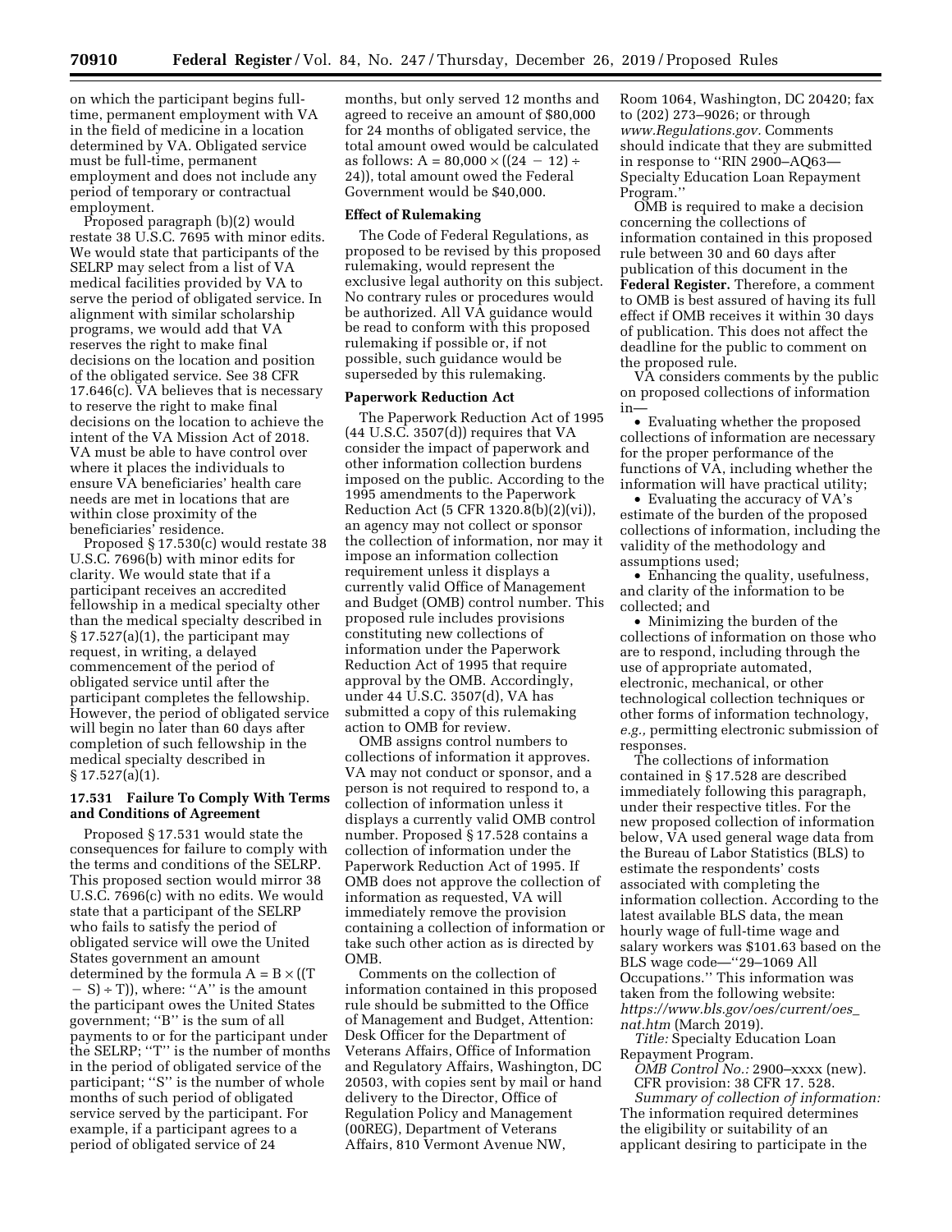on which the participant begins full-time, permanent employment with VA in the field of medicine in a location determined by VA. Obligated service must be full-time, permanent employment and does not include any period of temporary or contractual employment.

Proposed paragraph (b)(2) would restate 38 U.S.C. 7695 with minor edits. We would state that participants of the SELRP may select from a list of VA medical facilities provided by VA to serve the period of obligated service. In alignment with similar scholarship programs, we would add that VA reserves the right to make final decisions on the location and position of the obligated service. See 38 CFR 17.646(c). VA believes that is necessary to reserve the right to make final decisions on the location to achieve the intent of the VA Mission Act of 2018. VA must be able to have control over where it places the individuals to ensure VA beneficiaries' health care needs are met in locations that are within close proximity of the beneficiaries' residence.

Proposed § 17.530(c) would restate 38 U.S.C. 7696(b) with minor edits for clarity. We would state that if a participant receives an accredited fellowship in a medical specialty other than the medical specialty described in § 17.527(a)(1), the participant may request, in writing, a delayed commencement of the period of obligated service until after the participant completes the fellowship. However, the period of obligated service will begin no later than 60 days after completion of such fellowship in the medical specialty described in § 17.527(a)(1).

### 17.531 Failure To Comply With Terms and Conditions of Agreement

Proposed § 17.531 would state the consequences for failure to comply with the terms and conditions of the SELRP. This proposed section would mirror 38 U.S.C. 7696(c) with no edits. We would state that a participant of the SELRP who fails to satisfy the period of obligated service will owe the United States government an amount determined by the formula $A = B \times ((T - S) \div T))$, where: "A" is the amount the participant owes the United States government; "B" is the sum of all payments to or for the participant under the SELRP; "T" is the number of months in the period of obligated service of the participant; "S" is the number of whole months of such period of obligated service served by the participant. For example, if a participant agrees to a period of obligated service of 24 months, but only served 12 months and agreed to receive an amount of $80,000 for 24 months of obligated service, the total amount owed would be calculated as follows: $A = 80{,}000 \times ((24 - 12) \div 24))$, total amount owed the Federal Government would be $40,000.

### Effect of Rulemaking

The Code of Federal Regulations, as proposed to be revised by this proposed rulemaking, would represent the exclusive legal authority on this subject. No contrary rules or procedures would be authorized. All VA guidance would be read to conform with this proposed rulemaking if possible or, if not possible, such guidance would be superseded by this rulemaking.

### Paperwork Reduction Act

The Paperwork Reduction Act of 1995 (44 U.S.C. 3507(d)) requires that VA consider the impact of paperwork and other information collection burdens imposed on the public. According to the 1995 amendments to the Paperwork Reduction Act (5 CFR 1320.8(b)(2)(vi)), an agency may not collect or sponsor the collection of information, nor may it impose an information collection requirement unless it displays a currently valid Office of Management and Budget (OMB) control number. This proposed rule includes provisions constituting new collections of information under the Paperwork Reduction Act of 1995 that require approval by the OMB. Accordingly, under 44 U.S.C. 3507(d), VA has submitted a copy of this rulemaking action to OMB for review.

OMB assigns control numbers to collections of information it approves. VA may not conduct or sponsor, and a person is not required to respond to, a collection of information unless it displays a currently valid OMB control number. Proposed § 17.528 contains a collection of information under the Paperwork Reduction Act of 1995. If OMB does not approve the collection of information as requested, VA will immediately remove the provision containing a collection of information or take such other action as is directed by OMB.

Comments on the collection of information contained in this proposed rule should be submitted to the Office of Management and Budget, Attention: Desk Officer for the Department of Veterans Affairs, Office of Information and Regulatory Affairs, Washington, DC 20503, with copies sent by mail or hand delivery to the Director, Office of Regulation Policy and Management (00REG), Department of Veterans Affairs, 810 Vermont Avenue NW, Room 1064, Washington, DC 20420; fax to (202) 273–9026; or through *www.Regulations.gov.* Comments should indicate that they are submitted in response to "RIN 2900–AQ63—Specialty Education Loan Repayment Program."

OMB is required to make a decision concerning the collections of information contained in this proposed rule between 30 and 60 days after publication of this document in the **Federal Register.** Therefore, a comment to OMB is best assured of having its full effect if OMB receives it within 30 days of publication. This does not affect the deadline for the public to comment on the proposed rule.

VA considers comments by the public on proposed collections of information in—

- Evaluating whether the proposed collections of information are necessary for the proper performance of the functions of VA, including whether the information will have practical utility;
- Evaluating the accuracy of VA's estimate of the burden of the proposed collections of information, including the validity of the methodology and assumptions used;
- Enhancing the quality, usefulness, and clarity of the information to be collected; and
- Minimizing the burden of the collections of information on those who are to respond, including through the use of appropriate automated, electronic, mechanical, or other technological collection techniques or other forms of information technology, *e.g.,* permitting electronic submission of responses.

The collections of information contained in § 17.528 are described immediately following this paragraph, under their respective titles. For the new proposed collection of information below, VA used general wage data from the Bureau of Labor Statistics (BLS) to estimate the respondents' costs associated with completing the information collection. According to the latest available BLS data, the mean hourly wage of full-time wage and salary workers was $101.63 based on the BLS wage code—"29–1069 All Occupations." This information was taken from the following website: *https://www.bls.gov/oes/current/oes_nat.htm* (March 2019).

*Title:* Specialty Education Loan Repayment Program.

*OMB Control No.:* 2900–xxxx (new).

CFR provision: 38 CFR 17. 528.

*Summary of collection of information:* The information required determines the eligibility or suitability of an applicant desiring to participate in the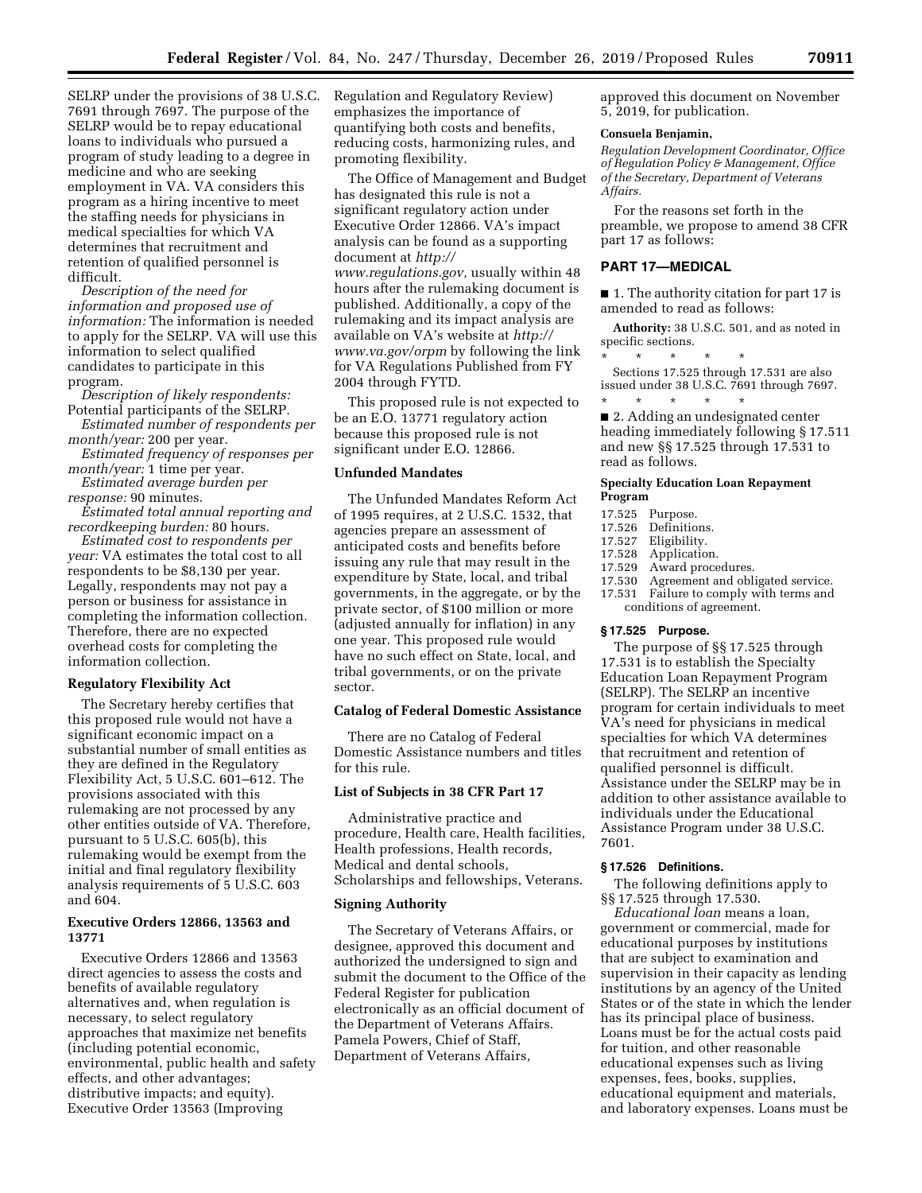SELRP under the provisions of 38 U.S.C. 7691 through 7697. The purpose of the SELRP would be to repay educational loans to individuals who pursued a program of study leading to a degree in medicine and who are seeking employment in VA. VA considers this program as a hiring incentive to meet the staffing needs for physicians in medical specialties for which VA determines that recruitment and retention of qualified personnel is difficult.

*Description of the need for information and proposed use of information:* The information is needed to apply for the SELRP. VA will use this information to select qualified candidates to participate in this program.

*Description of likely respondents:* Potential participants of the SELRP.

*Estimated number of respondents per month/year:* 200 per year.

*Estimated frequency of responses per month/year:* 1 time per year.

*Estimated average burden per response:* 90 minutes.

*Estimated total annual reporting and recordkeeping burden:* 80 hours.

*Estimated cost to respondents per year:* VA estimates the total cost to all respondents to be $8,130 per year. Legally, respondents may not pay a person or business for assistance in completing the information collection. Therefore, there are no expected overhead costs for completing the information collection.

## Regulatory Flexibility Act

The Secretary hereby certifies that this proposed rule would not have a significant economic impact on a substantial number of small entities as they are defined in the Regulatory Flexibility Act, 5 U.S.C. 601–612. The provisions associated with this rulemaking are not processed by any other entities outside of VA. Therefore, pursuant to 5 U.S.C. 605(b), this rulemaking would be exempt from the initial and final regulatory flexibility analysis requirements of 5 U.S.C. 603 and 604.

## Executive Orders 12866, 13563 and 13771

Executive Orders 12866 and 13563 direct agencies to assess the costs and benefits of available regulatory alternatives and, when regulation is necessary, to select regulatory approaches that maximize net benefits (including potential economic, environmental, public health and safety effects, and other advantages; distributive impacts; and equity). Executive Order 13563 (Improving Regulation and Regulatory Review) emphasizes the importance of quantifying both costs and benefits, reducing costs, harmonizing rules, and promoting flexibility.

The Office of Management and Budget has designated this rule is not a significant regulatory action under Executive Order 12866. VA's impact analysis can be found as a supporting document at *http://www.regulations.gov,* usually within 48 hours after the rulemaking document is published. Additionally, a copy of the rulemaking and its impact analysis are available on VA's website at *http://www.va.gov/orpm* by following the link for VA Regulations Published from FY 2004 through FYTD.

This proposed rule is not expected to be an E.O. 13771 regulatory action because this proposed rule is not significant under E.O. 12866.

## Unfunded Mandates

The Unfunded Mandates Reform Act of 1995 requires, at 2 U.S.C. 1532, that agencies prepare an assessment of anticipated costs and benefits before issuing any rule that may result in the expenditure by State, local, and tribal governments, in the aggregate, or by the private sector, of $100 million or more (adjusted annually for inflation) in any one year. This proposed rule would have no such effect on State, local, and tribal governments, or on the private sector.

## Catalog of Federal Domestic Assistance

There are no Catalog of Federal Domestic Assistance numbers and titles for this rule.

## List of Subjects in 38 CFR Part 17

Administrative practice and procedure, Health care, Health facilities, Health professions, Health records, Medical and dental schools, Scholarships and fellowships, Veterans.

## Signing Authority

The Secretary of Veterans Affairs, or designee, approved this document and authorized the undersigned to sign and submit the document to the Office of the Federal Register for publication electronically as an official document of the Department of Veterans Affairs. Pamela Powers, Chief of Staff, Department of Veterans Affairs, approved this document on November 5, 2019, for publication.

**Consuela Benjamin,**

*Regulation Development Coordinator, Office of Regulation Policy & Management, Office of the Secretary, Department of Veterans Affairs.*

For the reasons set forth in the preamble, we propose to amend 38 CFR part 17 as follows:

## PART 17—MEDICAL

■ 1. The authority citation for part 17 is amended to read as follows:

**Authority:** 38 U.S.C. 501, and as noted in specific sections.

\* \* \* \* \*

Sections 17.525 through 17.531 are also issued under 38 U.S.C. 7691 through 7697.

\* \* \* \* \*

■ 2. Adding an undesignated center heading immediately following § 17.511 and new §§ 17.525 through 17.531 to read as follows.

### Specialty Education Loan Repayment Program

17.525 Purpose.
17.526 Definitions.
17.527 Eligibility.
17.528 Application.
17.529 Award procedures.
17.530 Agreement and obligated service.
17.531 Failure to comply with terms and conditions of agreement.

### § 17.525 Purpose.

The purpose of §§ 17.525 through 17.531 is to establish the Specialty Education Loan Repayment Program (SELRP). The SELRP an incentive program for certain individuals to meet VA's need for physicians in medical specialties for which VA determines that recruitment and retention of qualified personnel is difficult. Assistance under the SELRP may be in addition to other assistance available to individuals under the Educational Assistance Program under 38 U.S.C. 7601.

### § 17.526 Definitions.

The following definitions apply to §§ 17.525 through 17.530.

*Educational loan* means a loan, government or commercial, made for educational purposes by institutions that are subject to examination and supervision in their capacity as lending institutions by an agency of the United States or of the state in which the lender has its principal place of business. Loans must be for the actual costs paid for tuition, and other reasonable educational expenses such as living expenses, fees, books, supplies, educational equipment and materials, and laboratory expenses. Loans must be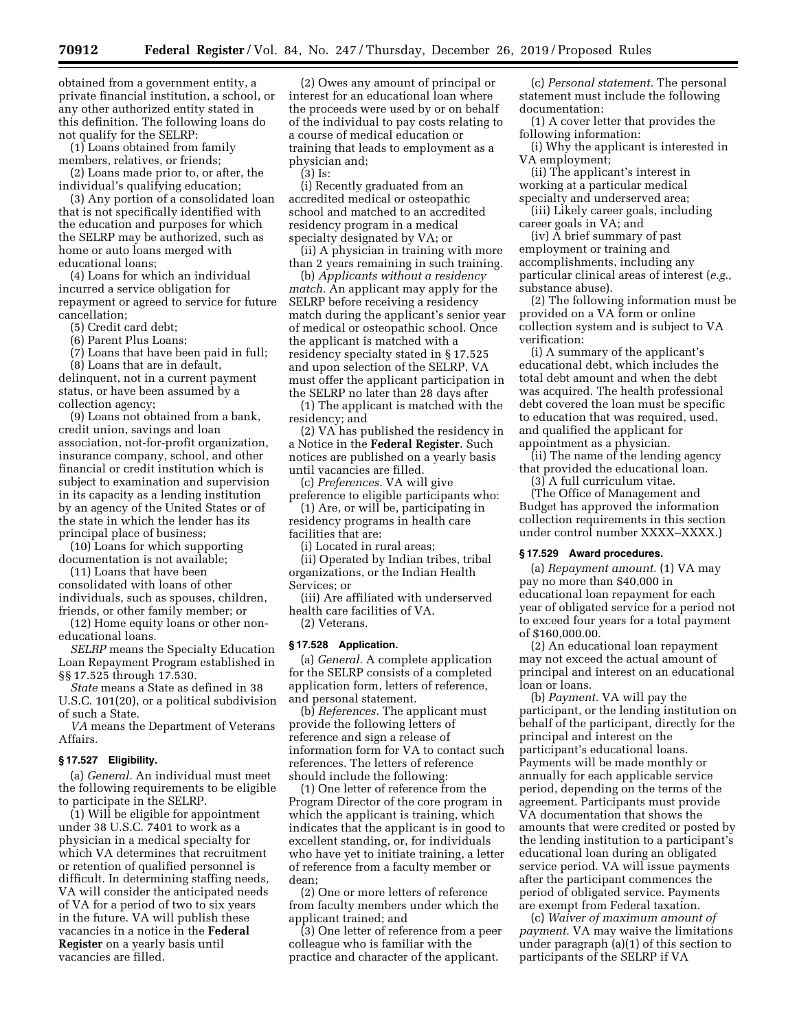obtained from a government entity, a private financial institution, a school, or any other authorized entity stated in this definition. The following loans do not qualify for the SELRP:

(1) Loans obtained from family members, relatives, or friends;

(2) Loans made prior to, or after, the individual's qualifying education;

(3) Any portion of a consolidated loan that is not specifically identified with the education and purposes for which the SELRP may be authorized, such as home or auto loans merged with educational loans;

(4) Loans for which an individual incurred a service obligation for repayment or agreed to service for future cancellation;

(5) Credit card debt;

(6) Parent Plus Loans;

(7) Loans that have been paid in full;

(8) Loans that are in default, delinquent, not in a current payment status, or have been assumed by a collection agency;

(9) Loans not obtained from a bank, credit union, savings and loan association, not-for-profit organization, insurance company, school, and other financial or credit institution which is subject to examination and supervision in its capacity as a lending institution by an agency of the United States or of the state in which the lender has its principal place of business;

(10) Loans for which supporting documentation is not available;

(11) Loans that have been consolidated with loans of other individuals, such as spouses, children, friends, or other family member; or

(12) Home equity loans or other non-educational loans.

*SELRP* means the Specialty Education Loan Repayment Program established in §§ 17.525 through 17.530.

*State* means a State as defined in 38 U.S.C. 101(20), or a political subdivision of such a State.

*VA* means the Department of Veterans Affairs.

**§ 17.527 Eligibility.**

(a) *General.* An individual must meet the following requirements to be eligible to participate in the SELRP.

(1) Will be eligible for appointment under 38 U.S.C. 7401 to work as a physician in a medical specialty for which VA determines that recruitment or retention of qualified personnel is difficult. In determining staffing needs, VA will consider the anticipated needs of VA for a period of two to six years in the future. VA will publish these vacancies in a notice in the **Federal Register** on a yearly basis until vacancies are filled.

(2) Owes any amount of principal or interest for an educational loan where the proceeds were used by or on behalf of the individual to pay costs relating to a course of medical education or training that leads to employment as a physician and;

(3) Is:

(i) Recently graduated from an accredited medical or osteopathic school and matched to an accredited residency program in a medical specialty designated by VA; or

(ii) A physician in training with more than 2 years remaining in such training.

(b) *Applicants without a residency match.* An applicant may apply for the SELRP before receiving a residency match during the applicant's senior year of medical or osteopathic school. Once the applicant is matched with a residency specialty stated in § 17.525 and upon selection of the SELRP, VA must offer the applicant participation in the SELRP no later than 28 days after

(1) The applicant is matched with the residency; and

(2) VA has published the residency in a Notice in the **Federal Register**. Such notices are published on a yearly basis until vacancies are filled.

(c) *Preferences.* VA will give preference to eligible participants who:

(1) Are, or will be, participating in residency programs in health care facilities that are:

(i) Located in rural areas;

(ii) Operated by Indian tribes, tribal organizations, or the Indian Health Services; or

(iii) Are affiliated with underserved health care facilities of VA.

(2) Veterans.

**§ 17.528 Application.**

(a) *General.* A complete application for the SELRP consists of a completed application form, letters of reference, and personal statement.

(b) *References.* The applicant must provide the following letters of reference and sign a release of information form for VA to contact such references. The letters of reference should include the following:

(1) One letter of reference from the Program Director of the core program in which the applicant is training, which indicates that the applicant is in good to excellent standing, or, for individuals who have yet to initiate training, a letter of reference from a faculty member or dean;

(2) One or more letters of reference from faculty members under which the applicant trained; and

(3) One letter of reference from a peer colleague who is familiar with the practice and character of the applicant.

(c) *Personal statement.* The personal statement must include the following documentation:

(1) A cover letter that provides the following information:

(i) Why the applicant is interested in VA employment;

(ii) The applicant's interest in working at a particular medical specialty and underserved area;

(iii) Likely career goals, including career goals in VA; and

(iv) A brief summary of past employment or training and accomplishments, including any particular clinical areas of interest (*e.g.,* substance abuse).

(2) The following information must be provided on a VA form or online collection system and is subject to VA verification:

(i) A summary of the applicant's educational debt, which includes the total debt amount and when the debt was acquired. The health professional debt covered the loan must be specific to education that was required, used, and qualified the applicant for appointment as a physician.

(ii) The name of the lending agency that provided the educational loan.

(3) A full curriculum vitae.

(The Office of Management and Budget has approved the information collection requirements in this section under control number XXXX–XXXX.)

**§ 17.529 Award procedures.**

(a) *Repayment amount.* (1) VA may pay no more than $40,000 in educational loan repayment for each year of obligated service for a period not to exceed four years for a total payment of $160,000.00.

(2) An educational loan repayment may not exceed the actual amount of principal and interest on an educational loan or loans.

(b) *Payment.* VA will pay the participant, or the lending institution on behalf of the participant, directly for the principal and interest on the participant's educational loans. Payments will be made monthly or annually for each applicable service period, depending on the terms of the agreement. Participants must provide VA documentation that shows the amounts that were credited or posted by the lending institution to a participant's educational loan during an obligated service period. VA will issue payments after the participant commences the period of obligated service. Payments are exempt from Federal taxation.

(c) *Waiver of maximum amount of payment.* VA may waive the limitations under paragraph (a)(1) of this section to participants of the SELRP if VA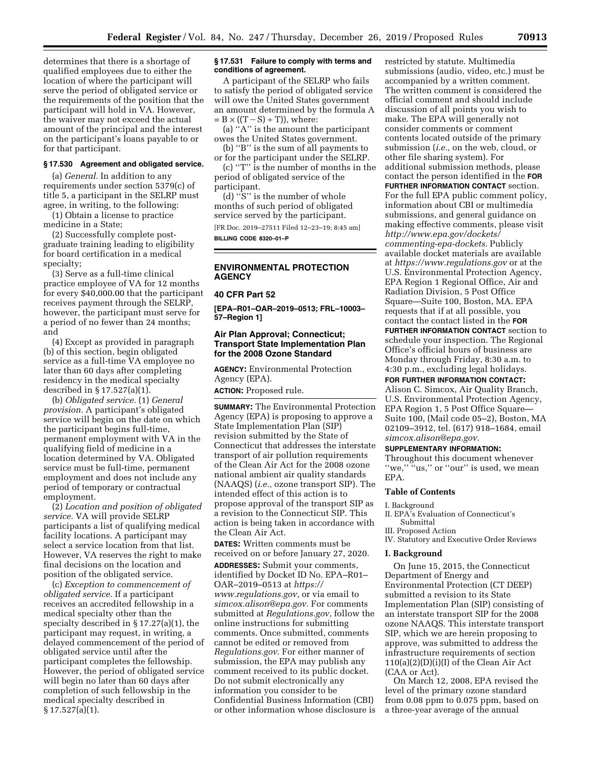determines that there is a shortage of qualified employees due to either the location of where the participant will serve the period of obligated service or the requirements of the position that the participant will hold in VA. However, the waiver may not exceed the actual amount of the principal and the interest on the participant's loans payable to or for that participant.

**§ 17.530 Agreement and obligated service.**

(a) *General.* In addition to any requirements under section 5379(c) of title 5, a participant in the SELRP must agree, in writing, to the following:

(1) Obtain a license to practice medicine in a State;

(2) Successfully complete post-graduate training leading to eligibility for board certification in a medical specialty;

(3) Serve as a full-time clinical practice employee of VA for 12 months for every $40,000.00 that the participant receives payment through the SELRP, however, the participant must serve for a period of no fewer than 24 months; and

(4) Except as provided in paragraph (b) of this section, begin obligated service as a full-time VA employee no later than 60 days after completing residency in the medical specialty described in § 17.527(a)(1).

(b) *Obligated service.* (1) *General provision.* A participant's obligated service will begin on the date on which the participant begins full-time, permanent employment with VA in the qualifying field of medicine in a location determined by VA. Obligated service must be full-time, permanent employment and does not include any period of temporary or contractual employment.

(2) *Location and position of obligated service.* VA will provide SELRP participants a list of qualifying medical facility locations. A participant may select a service location from that list. However, VA reserves the right to make final decisions on the location and position of the obligated service.

(c) *Exception to commencement of obligated service.* If a participant receives an accredited fellowship in a medical specialty other than the specialty described in § 17.27(a)(1), the participant may request, in writing, a delayed commencement of the period of obligated service until after the participant completes the fellowship. However, the period of obligated service will begin no later than 60 days after completion of such fellowship in the medical specialty described in § 17.527(a)(1).

**§ 17.531 Failure to comply with terms and conditions of agreement.**

A participant of the SELRP who fails to satisfy the period of obligated service will owe the United States government an amount determined by the formula $A = B \times ((T - S) \div T)$), where:

(a) "A" is the amount the participant owes the United States government.

(b) "B" is the sum of all payments to or for the participant under the SELRP.

(c) "T" is the number of months in the period of obligated service of the participant.

(d) "S" is the number of whole months of such period of obligated service served by the participant.

[FR Doc. 2019–27511 Filed 12–23–19; 8:45 am]

**BILLING CODE 8320–01–P**

---

## ENVIRONMENTAL PROTECTION AGENCY

### 40 CFR Part 52

**[EPA–R01–OAR–2019–0513; FRL–10003–57–Region 1]**

### Air Plan Approval; Connecticut; Transport State Implementation Plan for the 2008 Ozone Standard

**AGENCY:** Environmental Protection Agency (EPA).

**ACTION:** Proposed rule.

**SUMMARY:** The Environmental Protection Agency (EPA) is proposing to approve a State Implementation Plan (SIP) revision submitted by the State of Connecticut that addresses the interstate transport of air pollution requirements of the Clean Air Act for the 2008 ozone national ambient air quality standards (NAAQS) (*i.e.,* ozone transport SIP). The intended effect of this action is to propose approval of the transport SIP as a revision to the Connecticut SIP. This action is being taken in accordance with the Clean Air Act.

**DATES:** Written comments must be received on or before January 27, 2020.

**ADDRESSES:** Submit your comments, identified by Docket ID No. EPA–R01–OAR–2019–0513 at *https://www.regulations.gov,* or via email to *simcox.alison@epa.gov.* For comments submitted at *Regulations.gov*, follow the online instructions for submitting comments. Once submitted, comments cannot be edited or removed from *Regulations.gov*. For either manner of submission, the EPA may publish any comment received to its public docket. Do not submit electronically any information you consider to be Confidential Business Information (CBI) or other information whose disclosure is restricted by statute. Multimedia submissions (audio, video, etc.) must be accompanied by a written comment. The written comment is considered the official comment and should include discussion of all points you wish to make. The EPA will generally not consider comments or comment contents located outside of the primary submission (*i.e.,* on the web, cloud, or other file sharing system). For additional submission methods, please contact the person identified in the **FOR FURTHER INFORMATION CONTACT** section. For the full EPA public comment policy, information about CBI or multimedia submissions, and general guidance on making effective comments, please visit *http://www.epa.gov/dockets/commenting-epa-dockets.* Publicly available docket materials are available at *https://www.regulations.gov* or at the U.S. Environmental Protection Agency, EPA Region 1 Regional Office, Air and Radiation Division, 5 Post Office Square—Suite 100, Boston, MA. EPA requests that if at all possible, you contact the contact listed in the **FOR FURTHER INFORMATION CONTACT** section to schedule your inspection. The Regional Office's official hours of business are Monday through Friday, 8:30 a.m. to 4:30 p.m., excluding legal holidays.

**FOR FURTHER INFORMATION CONTACT:** Alison C. Simcox, Air Quality Branch, U.S. Environmental Protection Agency, EPA Region 1, 5 Post Office Square—Suite 100, (Mail code 05–2), Boston, MA 02109–3912, tel. (617) 918–1684, email *simcox.alison@epa.gov.*

**SUPPLEMENTARY INFORMATION:** Throughout this document whenever "we," "us," or "our" is used, we mean EPA.

#### Table of Contents

I. Background
II. EPA's Evaluation of Connecticut's Submittal
III. Proposed Action
IV. Statutory and Executive Order Reviews

#### I. Background

On June 15, 2015, the Connecticut Department of Energy and Environmental Protection (CT DEEP) submitted a revision to its State Implementation Plan (SIP) consisting of an interstate transport SIP for the 2008 ozone NAAQS. This interstate transport SIP, which we are herein proposing to approve, was submitted to address the infrastructure requirements of section 110(a)(2)(D)(i)(I) of the Clean Air Act (CAA or Act).

On March 12, 2008, EPA revised the level of the primary ozone standard from 0.08 ppm to 0.075 ppm, based on a three-year average of the annual